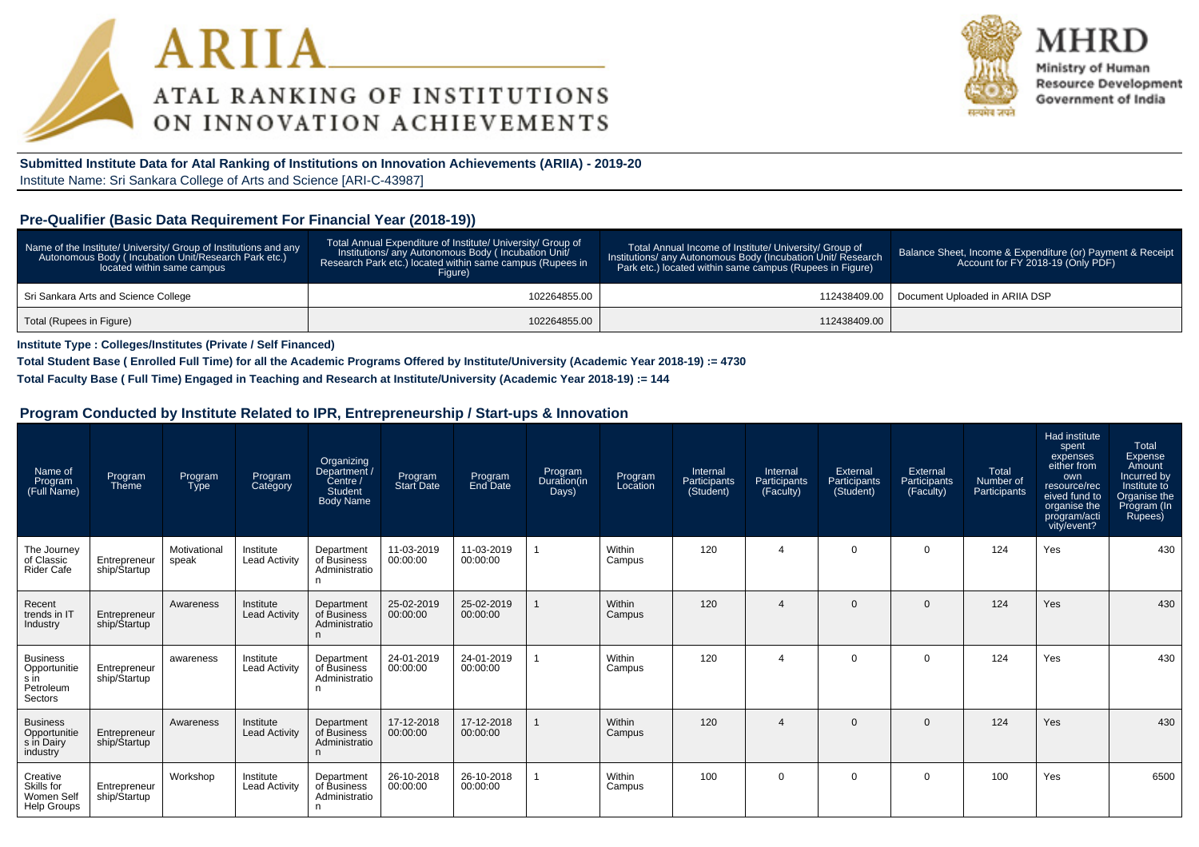# ARIIA

## ATAL RANKING OF INSTITUTIONS ON INNOVATION ACHIEVEMENTS

**MHRD**
Ministry of Human Resource Development
Government of India

**Submitted Institute Data for Atal Ranking of Institutions on Innovation Achievements (ARIIA) - 2019-20**
Institute Name: Sri Sankara College of Arts and Science [ARI-C-43987]

### Pre-Qualifier (Basic Data Requirement For Financial Year (2018-19))

| Name of the Institute/ University/ Group of Institutions and any Autonomous Body ( Incubation Unit/Research Park etc.) located within same campus | Total Annual Expenditure of Institute/ University/ Group of Institutions/ any Autonomous Body ( Incubation Unit/ Research Park etc.) located within same campus (Rupees in Figure) | Total Annual Income of Institute/ University/ Group of Institutions/ any Autonomous Body (Incubation Unit/ Research Park etc.) located within same campus (Rupees in Figure) | Balance Sheet, Income & Expenditure (or) Payment & Receipt Account for FY 2018-19 (Only PDF) |
|---|---|---|---|
| Sri Sankara Arts and Science College | 102264855.00 | 112438409.00 | Document Uploaded in ARIIA DSP |
| Total (Rupees in Figure) | 102264855.00 | 112438409.00 | |

**Institute Type : Colleges/Institutes (Private / Self Financed)**

**Total Student Base ( Enrolled Full Time) for all the Academic Programs Offered by Institute/University (Academic Year 2018-19) := 4730**

**Total Faculty Base ( Full Time) Engaged in Teaching and Research at Institute/University (Academic Year 2018-19) := 144**

### Program Conducted by Institute Related to IPR, Entrepreneurship / Start-ups & Innovation

| Name of Program (Full Name) | Program Theme | Program Type | Program Category | Organizing Department / Centre / Student Body Name | Program Start Date | Program End Date | Program Duration(in Days) | Program Location | Internal Participants (Student) | Internal Participants (Faculty) | External Participants (Student) | External Participants (Faculty) | Total Number of Participants | Had institute spent expenses either from own resource/received fund to organise the program/activity/event? | Total Expense Amount Incurred by Institute to Organise the Program (In Rupees) |
|---|---|---|---|---|---|---|---|---|---|---|---|---|---|---|---|
| The Journey of Classic Rider Cafe | Entrepreneurship/Startup | Motivational speak | Institute Lead Activity | Department of Business Administration | 11-03-2019 00:00:00 | 11-03-2019 00:00:00 | 1 | Within Campus | 120 | 4 | 0 | 0 | 124 | Yes | 430 |
| Recent trends in IT Industry | Entrepreneurship/Startup | Awareness | Institute Lead Activity | Department of Business Administration | 25-02-2019 00:00:00 | 25-02-2019 00:00:00 | 1 | Within Campus | 120 | 4 | 0 | 0 | 124 | Yes | 430 |
| Business Opportunities in Petroleum Sectors | Entrepreneurship/Startup | awareness | Institute Lead Activity | Department of Business Administration | 24-01-2019 00:00:00 | 24-01-2019 00:00:00 | 1 | Within Campus | 120 | 4 | 0 | 0 | 124 | Yes | 430 |
| Business Opportunities in Dairy industry | Entrepreneurship/Startup | Awareness | Institute Lead Activity | Department of Business Administration | 17-12-2018 00:00:00 | 17-12-2018 00:00:00 | 1 | Within Campus | 120 | 4 | 0 | 0 | 124 | Yes | 430 |
| Creative Skills for Women Self Help Groups | Entrepreneurship/Startup | Workshop | Institute Lead Activity | Department of Business Administration | 26-10-2018 00:00:00 | 26-10-2018 00:00:00 | 1 | Within Campus | 100 | 0 | 0 | 0 | 100 | Yes | 6500 |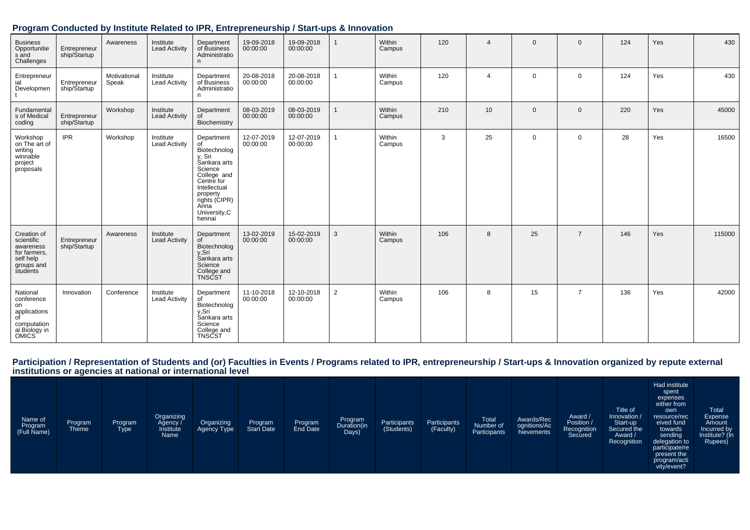## Program Conducted by Institute Related to IPR, Entrepreneurship / Start-ups & Innovation

| | | | | | | | | | | | | | | | |
|---|---|---|---|---|---|---|---|---|---|---|---|---|---|---|---|
| Business Opportunities and Challenges | Entrepreneurship/Startup | Awareness | Institute Lead Activity | Department of Business Administration | 19-09-2018 00:00:00 | 19-09-2018 00:00:00 | 1 | Within Campus | 120 | 4 | 0 | 0 | 124 | Yes | 430 |
| Entrepreneurial Development | Entrepreneurship/Startup | Motivational Speak | Institute Lead Activity | Department of Business Administration | 20-08-2018 00:00:00 | 20-08-2018 00:00:00 | 1 | Within Campus | 120 | 4 | 0 | 0 | 124 | Yes | 430 |
| Fundamentals of Medical coding | Entrepreneurship/Startup | Workshop | Institute Lead Activity | Department of Biochemistry | 08-03-2019 00:00:00 | 08-03-2019 00:00:00 | 1 | Within Campus | 210 | 10 | 0 | 0 | 220 | Yes | 45000 |
| Workshop on The art of writing winnable project proposals | IPR | Workshop | Institute Lead Activity | Department of Biotechnology, Sri Sankara arts Science College and Centre for Intellectual property rights (CIPR) Anna University,Chennai | 12-07-2019 00:00:00 | 12-07-2019 00:00:00 | 1 | Within Campus | 3 | 25 | 0 | 0 | 28 | Yes | 16500 |
| Creation of scientific awareness for farmers, self help groups and students | Entrepreneurship/Startup | Awareness | Institute Lead Activity | Department of Biotechnology,Sri Sankara arts Science College and TNSCST | 13-02-2019 00:00:00 | 15-02-2019 00:00:00 | 3 | Within Campus | 106 | 8 | 25 | 7 | 146 | Yes | 115000 |
| National conference on applications of computational Biology in OMICS | Innovation | Conference | Institute Lead Activity | Department of Biotechnology,Sri Sankara arts Science College and TNSCST | 11-10-2018 00:00:00 | 12-10-2018 00:00:00 | 2 | Within Campus | 106 | 8 | 15 | 7 | 136 | Yes | 42000 |

## Participation / Representation of Students and (or) Faculties in Events / Programs related to IPR, entrepreneurship / Start-ups & Innovation organized by repute external institutions or agencies at national or international level

| Name of Program (Full Name) | Program Theme | Program Type | Organizing Agency / Institute Name | Organizing Agency Type | Program Start Date | Program End Date | Program Duration(in Days) | Participants (Students) | Participants (Faculty) | Total Number of Participants | Awards/Recognitions/Achievements | Award / Position / Recognition Secured | Title of Innovation / Start-up Secured the Award / Recognition | Had institute spent expenses either from own resource/received fund towards sending delegation to participate/represent the program/activity/event? | Total Expense Amount Incurred by Institute? (In Rupees) |
|---|---|---|---|---|---|---|---|---|---|---|---|---|---|---|---|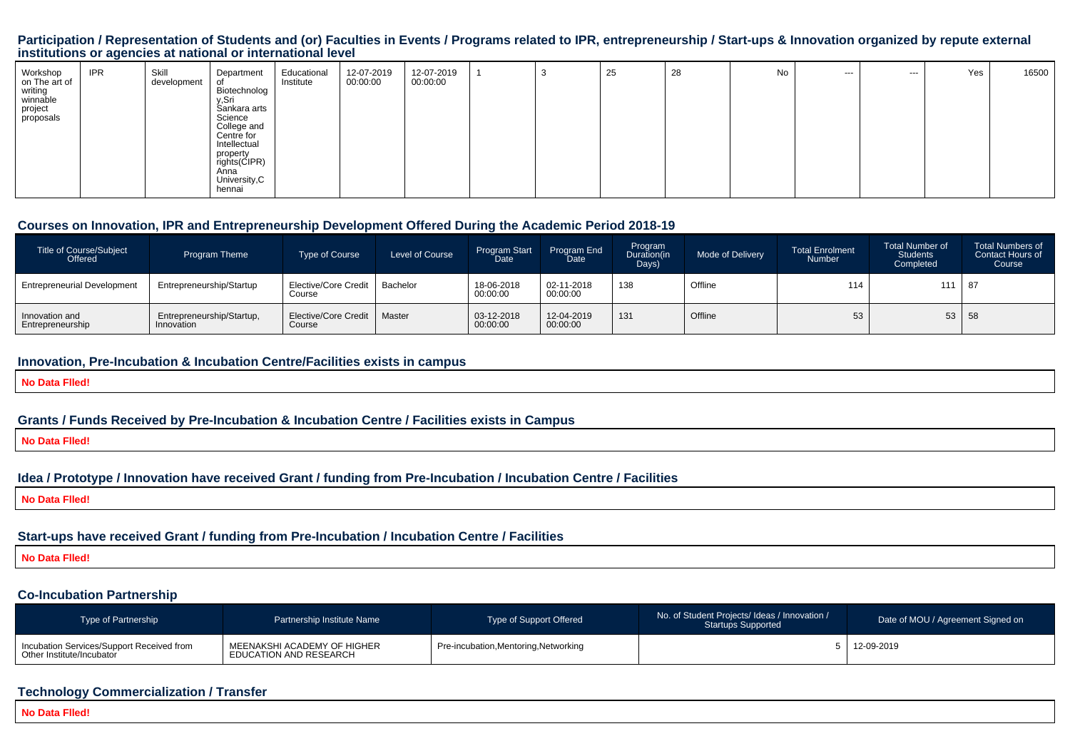## Participation / Representation of Students and (or) Faculties in Events / Programs related to IPR, entrepreneurship / Start-ups & Innovation organized by repute external institutions or agencies at national or international level

| | | | | | | | | | | | | | | | |
|---|---|---|---|---|---|---|---|---|---|---|---|---|---|---|---|
| Workshop on The art of writing winnable project proposals | IPR | Skill development | Department of Biotechnology,Sri Sankara arts Science College and Centre for Intellectual property rights(CIPR) Anna University,Chennai | Educational Institute | 12-07-2019 00:00:00 | 12-07-2019 00:00:00 | 1 | 3 | 25 | 28 | No | --- | --- | Yes | 16500 |

## Courses on Innovation, IPR and Entrepreneurship Development Offered During the Academic Period 2018-19

| Title of Course/Subject Offered | Program Theme | Type of Course | Level of Course | Program Start Date | Program End Date | Program Duration(in Days) | Mode of Delivery | Total Enrolment Number | Total Number of Students Completed | Total Numbers of Contact Hours of Course |
|---|---|---|---|---|---|---|---|---|---|---|
| Entrepreneurial Development | Entrepreneurship/Startup | Elective/Core Credit Course | Bachelor | 18-06-2018 00:00:00 | 02-11-2018 00:00:00 | 138 | Offline | 114 | 111 | 87 |
| Innovation and Entrepreneurship | Entrepreneurship/Startup, Innovation | Elective/Core Credit Course | Master | 03-12-2018 00:00:00 | 12-04-2019 00:00:00 | 131 | Offline | 53 | 53 | 58 |

## Innovation, Pre-Incubation & Incubation Centre/Facilities exists in campus

**No Data Flled!**

## Grants / Funds Received by Pre-Incubation & Incubation Centre / Facilities exists in Campus

**No Data Flled!**

## Idea / Prototype / Innovation have received Grant / funding from Pre-Incubation / Incubation Centre / Facilities

**No Data Flled!**

## Start-ups have received Grant / funding from Pre-Incubation / Incubation Centre / Facilities

**No Data Flled!**

## Co-Incubation Partnership

| Type of Partnership | Partnership Institute Name | Type of Support Offered | No. of Student Projects/ Ideas / Innovation / Startups Supported | Date of MOU / Agreement Signed on |
|---|---|---|---|---|
| Incubation Services/Support Received from Other Institute/Incubator | MEENAKSHI ACADEMY OF HIGHER EDUCATION AND RESEARCH | Pre-incubation,Mentoring,Networking | 5 | 12-09-2019 |

## Technology Commercialization / Transfer

**No Data Flled!**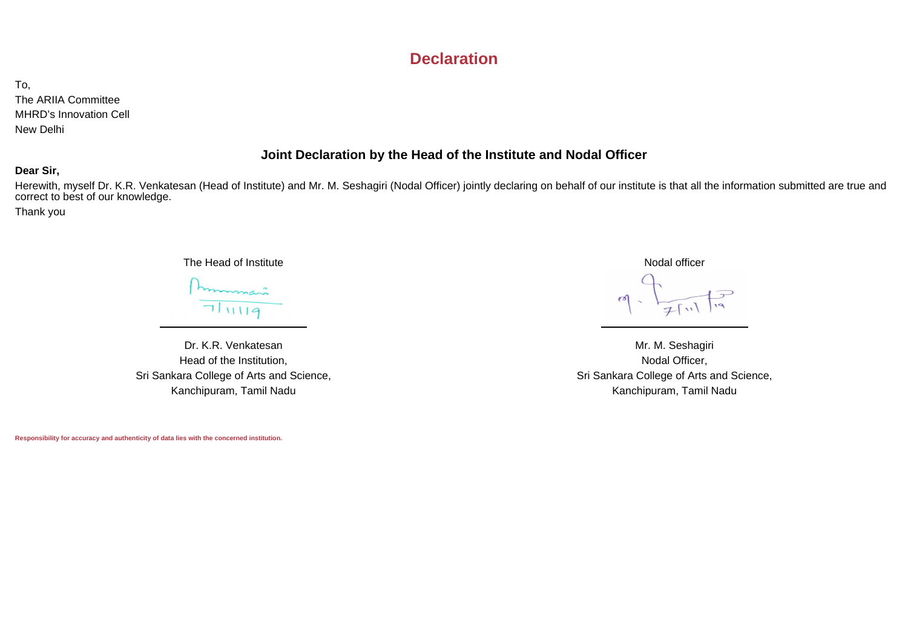# Declaration

To,

The ARIIA Committee

MHRD's Innovation Cell

New Delhi

## Joint Declaration by the Head of the Institute and Nodal Officer

**Dear Sir,**

Herewith, myself Dr. K.R. Venkatesan (Head of Institute) and Mr. M. Seshagiri (Nodal Officer) jointly declaring on behalf of our institute is that all the information submitted are true and correct to best of our knowledge.

Thank you

The Head of Institute

Dr. K.R. Venkatesan
Head of the Institution,
Sri Sankara College of Arts and Science,
Kanchipuram, Tamil Nadu

Nodal officer

Mr. M. Seshagiri
Nodal Officer,
Sri Sankara College of Arts and Science,
Kanchipuram, Tamil Nadu

**Responsibility for accuracy and authenticity of data lies with the concerned institution.**